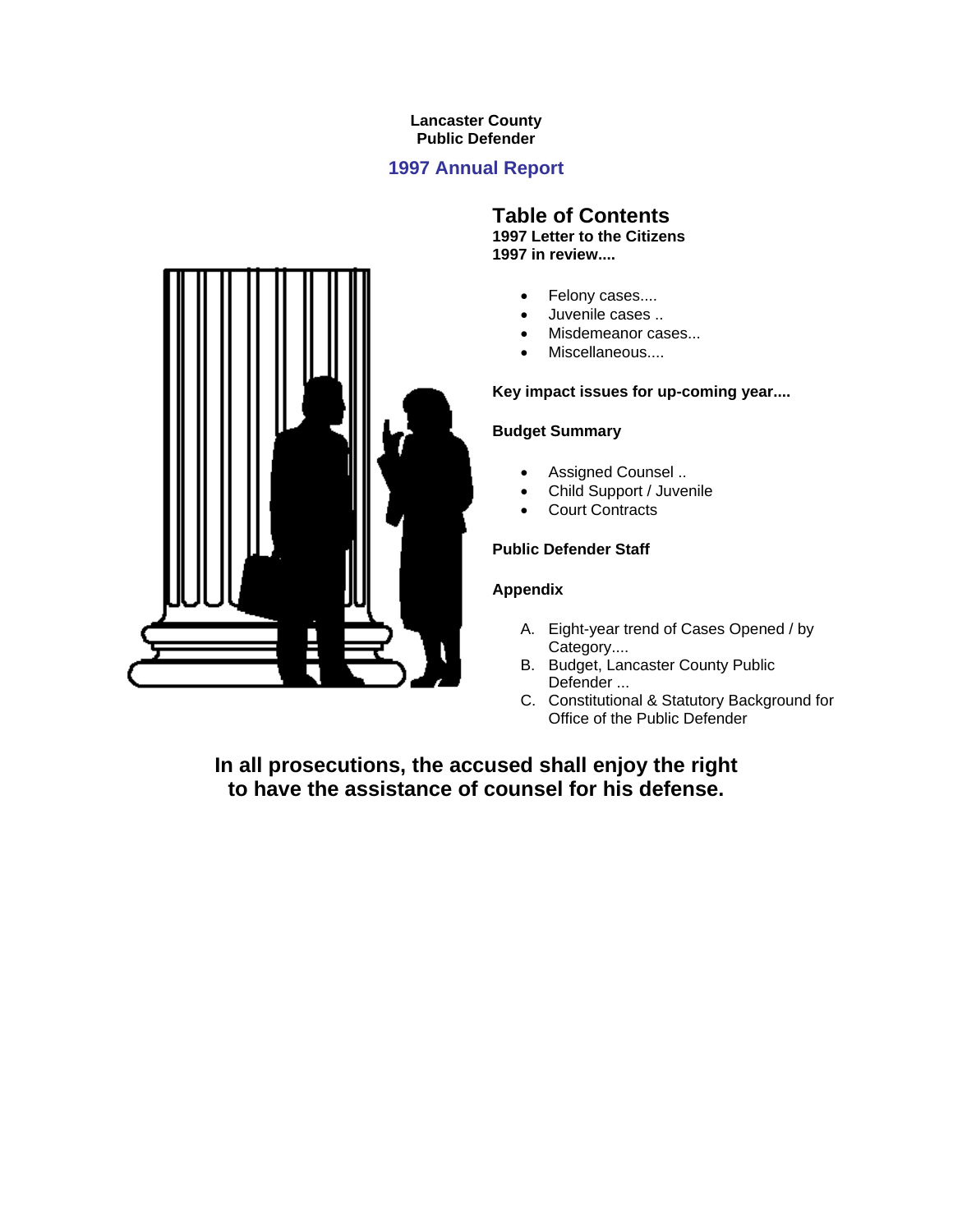**Lancaster County**
**Public Defender**

## 1997 Annual Report

## Table of Contents

**1997 Letter to the Citizens**
**1997 in review....**

- Felony cases....
- Juvenile cases ..
- Misdemeanor cases...
- Miscellaneous....

**Key impact issues for up-coming year....**

**Budget Summary**

- Assigned Counsel ..
- Child Support / Juvenile
- Court Contracts

**Public Defender Staff**

**Appendix**

A. Eight-year trend of Cases Opened / by Category....
B. Budget, Lancaster County Public Defender ...
C. Constitutional & Statutory Background for Office of the Public Defender

**In all prosecutions, the accused shall enjoy the right to have the assistance of counsel for his defense.**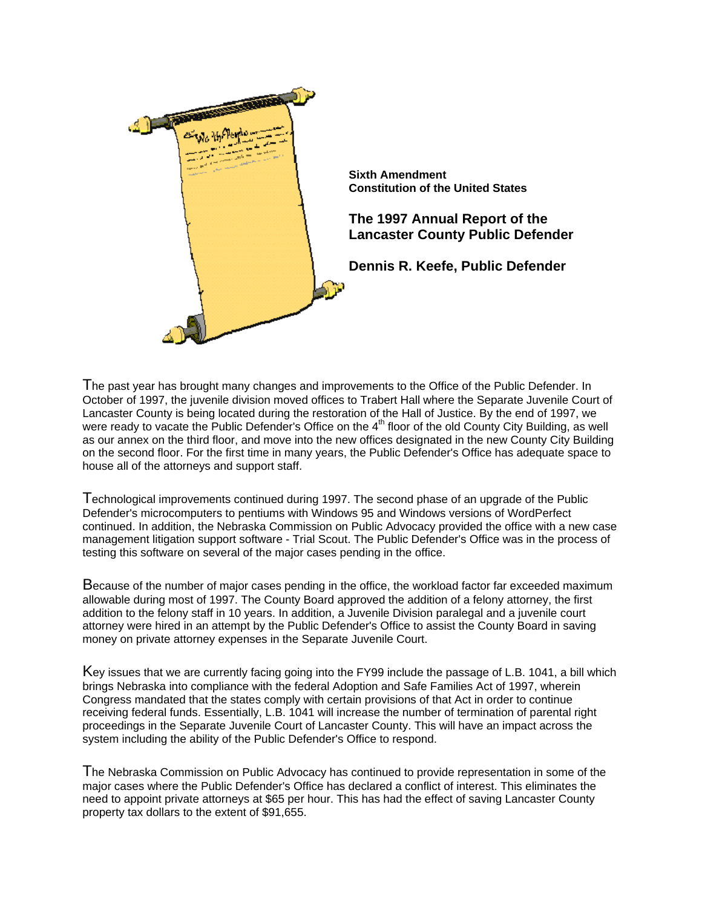**Sixth Amendment**
**Constitution of the United States**

## The 1997 Annual Report of the Lancaster County Public Defender

## Dennis R. Keefe, Public Defender

The past year has brought many changes and improvements to the Office of the Public Defender. In October of 1997, the juvenile division moved offices to Trabert Hall where the Separate Juvenile Court of Lancaster County is being located during the restoration of the Hall of Justice. By the end of 1997, we were ready to vacate the Public Defender's Office on the 4th floor of the old County City Building, as well as our annex on the third floor, and move into the new offices designated in the new County City Building on the second floor. For the first time in many years, the Public Defender's Office has adequate space to house all of the attorneys and support staff.

Technological improvements continued during 1997. The second phase of an upgrade of the Public Defender's microcomputers to pentiums with Windows 95 and Windows versions of WordPerfect continued. In addition, the Nebraska Commission on Public Advocacy provided the office with a new case management litigation support software - Trial Scout. The Public Defender's Office was in the process of testing this software on several of the major cases pending in the office.

Because of the number of major cases pending in the office, the workload factor far exceeded maximum allowable during most of 1997. The County Board approved the addition of a felony attorney, the first addition to the felony staff in 10 years. In addition, a Juvenile Division paralegal and a juvenile court attorney were hired in an attempt by the Public Defender's Office to assist the County Board in saving money on private attorney expenses in the Separate Juvenile Court.

Key issues that we are currently facing going into the FY99 include the passage of L.B. 1041, a bill which brings Nebraska into compliance with the federal Adoption and Safe Families Act of 1997, wherein Congress mandated that the states comply with certain provisions of that Act in order to continue receiving federal funds. Essentially, L.B. 1041 will increase the number of termination of parental right proceedings in the Separate Juvenile Court of Lancaster County. This will have an impact across the system including the ability of the Public Defender's Office to respond.

The Nebraska Commission on Public Advocacy has continued to provide representation in some of the major cases where the Public Defender's Office has declared a conflict of interest. This eliminates the need to appoint private attorneys at $65 per hour. This has had the effect of saving Lancaster County property tax dollars to the extent of $91,655.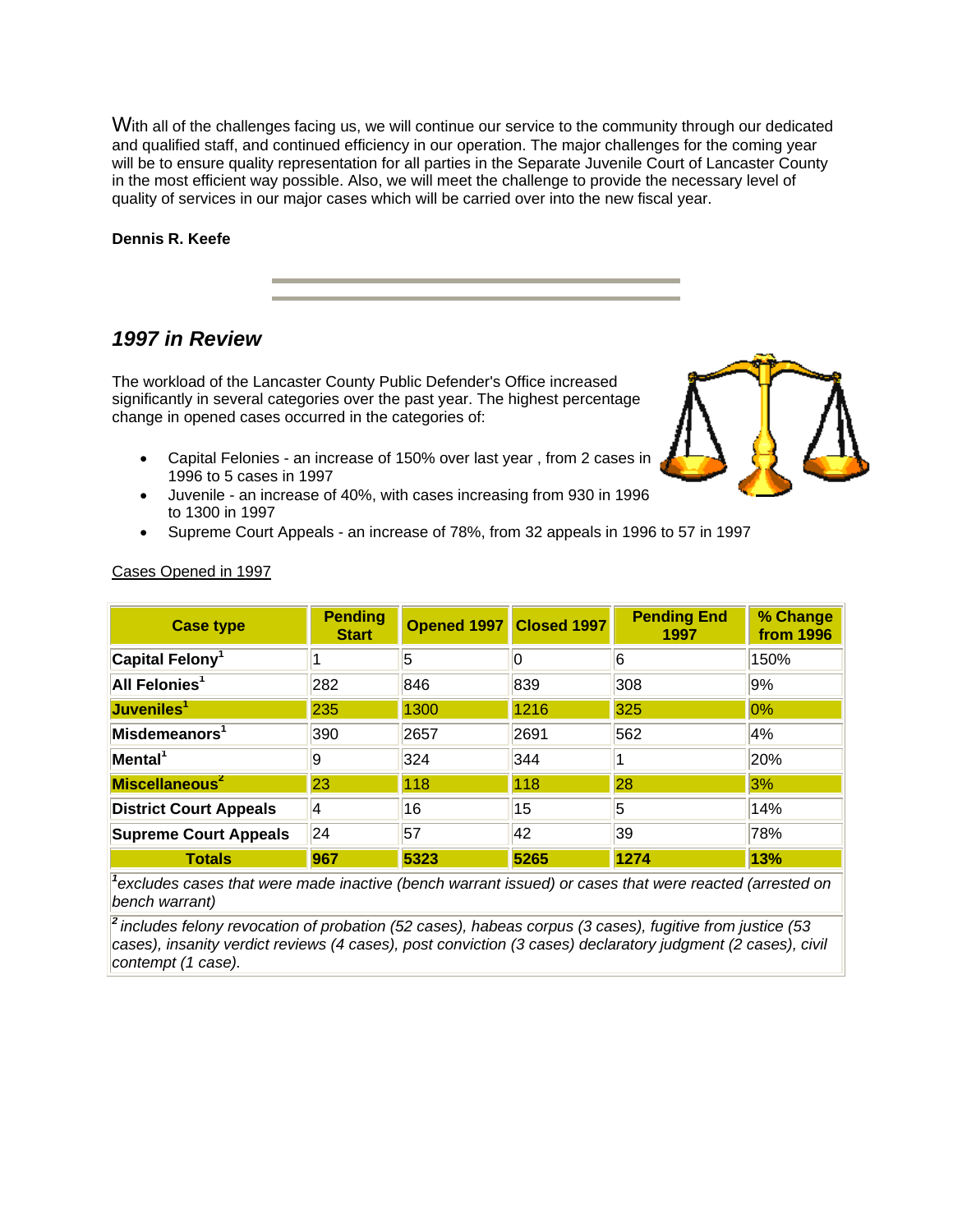With all of the challenges facing us, we will continue our service to the community through our dedicated and qualified staff, and continued efficiency in our operation. The major challenges for the coming year will be to ensure quality representation for all parties in the Separate Juvenile Court of Lancaster County in the most efficient way possible. Also, we will meet the challenge to provide the necessary level of quality of services in our major cases which will be carried over into the new fiscal year.

**Dennis R. Keefe**

---

## *1997 in Review*

The workload of the Lancaster County Public Defender's Office increased significantly in several categories over the past year. The highest percentage change in opened cases occurred in the categories of:

- Capital Felonies - an increase of 150% over last year , from 2 cases in 1996 to 5 cases in 1997
- Juvenile - an increase of 40%, with cases increasing from 930 in 1996 to 1300 in 1997
- Supreme Court Appeals - an increase of 78%, from 32 appeals in 1996 to 57 in 1997

Cases Opened in 1997

| Case type | Pending Start | Opened 1997 | Closed 1997 | Pending End 1997 | % Change from 1996 |
|---|---|---|---|---|---|
| **Capital Felony**[1] | 1 | 5 | 0 | 6 | 150% |
| **All Felonies**[1] | 282 | 846 | 839 | 308 | 9% |
| **Juveniles**[1] | 235 | 1300 | 1216 | 325 | 0% |
| **Misdemeanors**[1] | 390 | 2657 | 2691 | 562 | 4% |
| **Mental**[1] | 9 | 324 | 344 | 1 | 20% |
| **Miscellaneous**[2] | 23 | 118 | 118 | 28 | 3% |
| **District Court Appeals** | 4 | 16 | 15 | 5 | 14% |
| **Supreme Court Appeals** | 24 | 57 | 42 | 39 | 78% |
| **Totals** | **967** | **5323** | **5265** | **1274** | **13%** |

*[1] excludes cases that were made inactive (bench warrant issued) or cases that were reacted (arrested on bench warrant)*

*[2] includes felony revocation of probation (52 cases), habeas corpus (3 cases), fugitive from justice (53 cases), insanity verdict reviews (4 cases), post conviction (3 cases) declaratory judgment (2 cases), civil contempt (1 case).*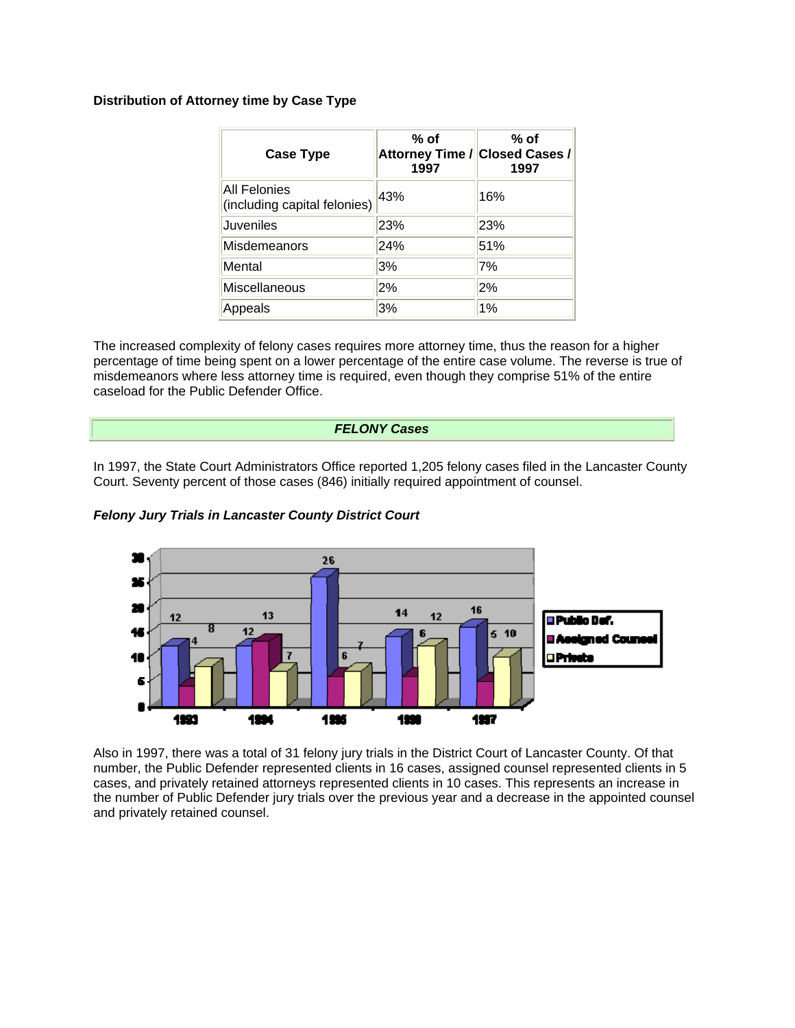**Distribution of Attorney time by Case Type**

| Case Type | % of Attorney Time / 1997 | % of Closed Cases / 1997 |
|---|---|---|
| All Felonies (including capital felonies) | 43% | 16% |
| Juveniles | 23% | 23% |
| Misdemeanors | 24% | 51% |
| Mental | 3% | 7% |
| Miscellaneous | 2% | 2% |
| Appeals | 3% | 1% |

The increased complexity of felony cases requires more attorney time, thus the reason for a higher percentage of time being spent on a lower percentage of the entire case volume. The reverse is true of misdemeanors where less attorney time is required, even though they comprise 51% of the entire caseload for the Public Defender Office.

## *FELONY Cases*

In 1997, the State Court Administrators Office reported 1,205 felony cases filed in the Lancaster County Court. Seventy percent of those cases (846) initially required appointment of counsel.

### *Felony Jury Trials in Lancaster County District Court*

| Year | Public Def. | Assigned Counsel | Private |
|---|---|---|---|
| 1993 | 12 | 4 | 8 |
| 1994 | 12 | 13 | 7 |
| 1995 | 26 | 6 | 7 |
| 1996 | 14 | 6 | 12 |
| 1997 | 16 | 5 | 10 |

Also in 1997, there was a total of 31 felony jury trials in the District Court of Lancaster County. Of that number, the Public Defender represented clients in 16 cases, assigned counsel represented clients in 5 cases, and privately retained attorneys represented clients in 10 cases. This represents an increase in the number of Public Defender jury trials over the previous year and a decrease in the appointed counsel and privately retained counsel.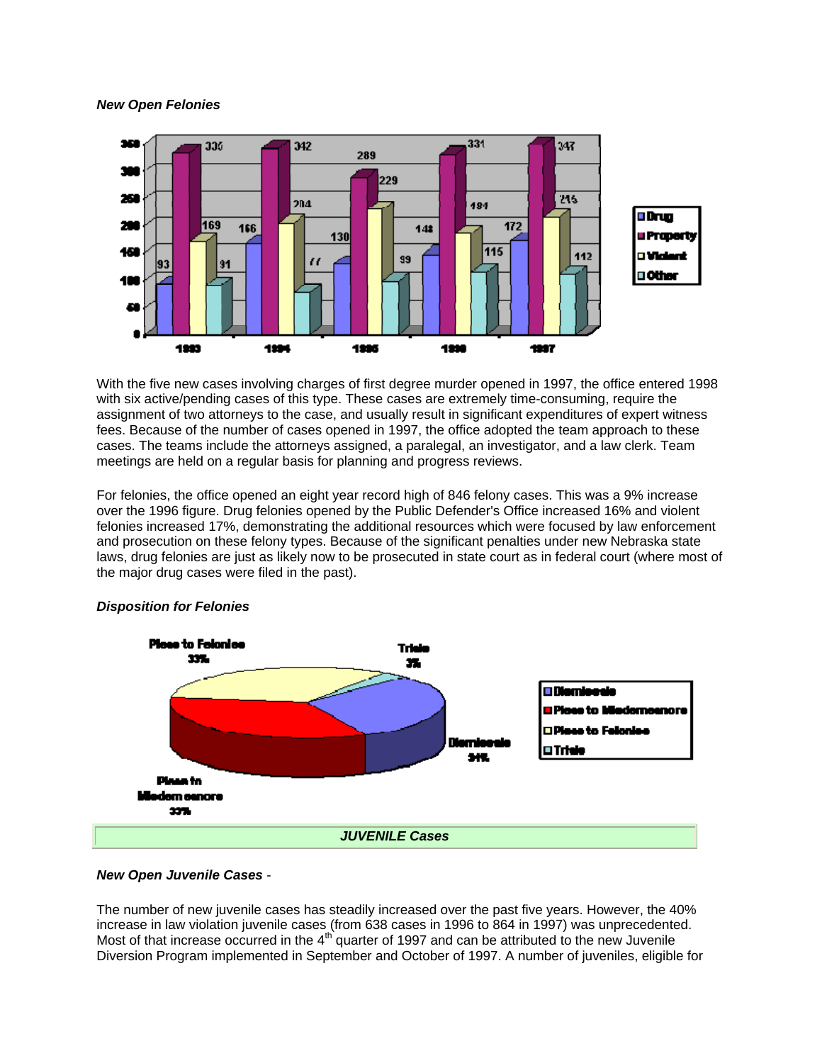***New Open Felonies***

With the five new cases involving charges of first degree murder opened in 1997, the office entered 1998 with six active/pending cases of this type. These cases are extremely time-consuming, require the assignment of two attorneys to the case, and usually result in significant expenditures of expert witness fees. Because of the number of cases opened in 1997, the office adopted the team approach to these cases. The teams include the attorneys assigned, a paralegal, an investigator, and a law clerk. Team meetings are held on a regular basis for planning and progress reviews.

For felonies, the office opened an eight year record high of 846 felony cases. This was a 9% increase over the 1996 figure. Drug felonies opened by the Public Defender's Office increased 16% and violent felonies increased 17%, demonstrating the additional resources which were focused by law enforcement and prosecution on these felony types. Because of the significant penalties under new Nebraska state laws, drug felonies are just as likely now to be prosecuted in state court as in federal court (where most of the major drug cases were filed in the past).

***Disposition for Felonies***

## *JUVENILE Cases*

***New Open Juvenile Cases*** -

The number of new juvenile cases has steadily increased over the past five years. However, the 40% increase in law violation juvenile cases (from 638 cases in 1996 to 864 in 1997) was unprecedented. Most of that increase occurred in the 4th quarter of 1997 and can be attributed to the new Juvenile Diversion Program implemented in September and October of 1997. A number of juveniles, eligible for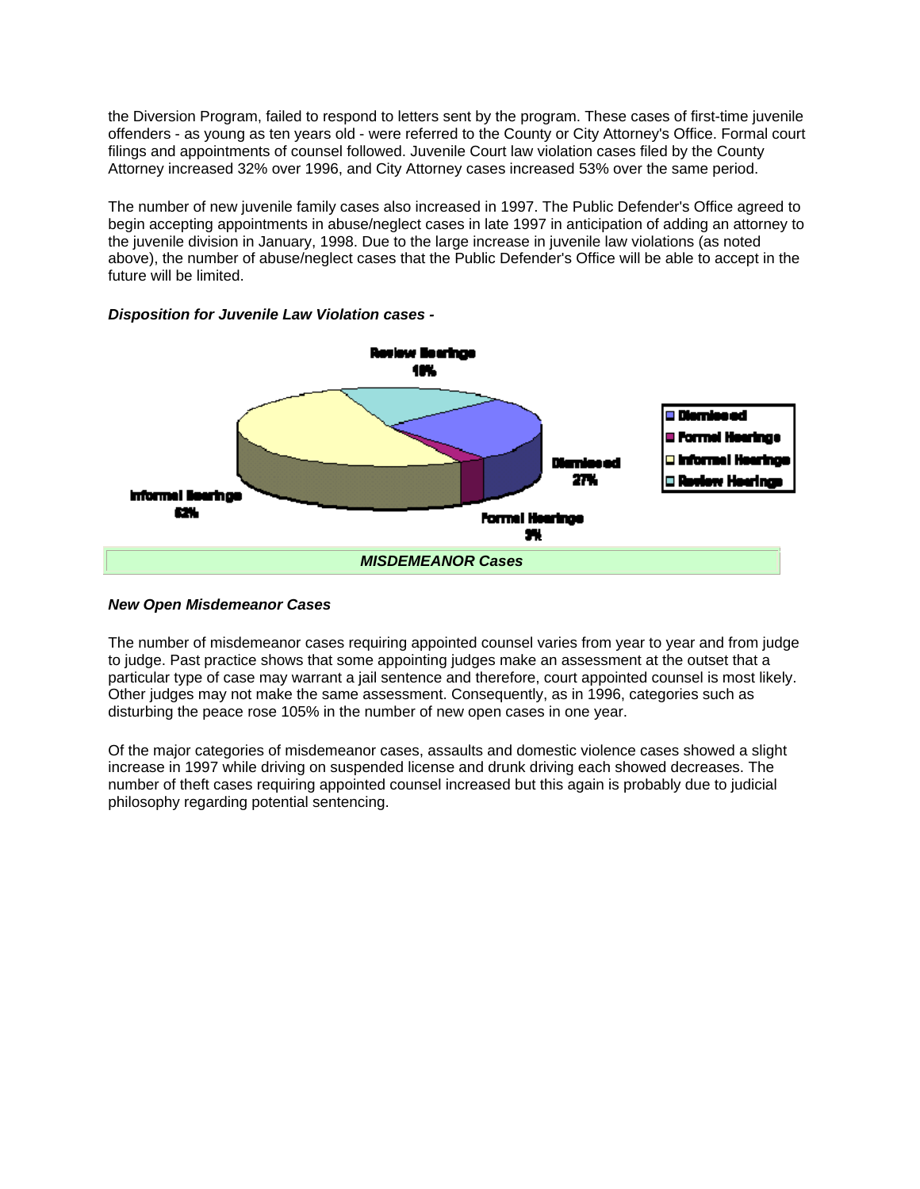the Diversion Program, failed to respond to letters sent by the program. These cases of first-time juvenile offenders - as young as ten years old - were referred to the County or City Attorney's Office. Formal court filings and appointments of counsel followed. Juvenile Court law violation cases filed by the County Attorney increased 32% over 1996, and City Attorney cases increased 53% over the same period.

The number of new juvenile family cases also increased in 1997. The Public Defender's Office agreed to begin accepting appointments in abuse/neglect cases in late 1997 in anticipation of adding an attorney to the juvenile division in January, 1998. Due to the large increase in juvenile law violations (as noted above), the number of abuse/neglect cases that the Public Defender's Office will be able to accept in the future will be limited.

***Disposition for Juvenile Law Violation cases -***

Review Hearings 18%

Dismissed 27%

Informal Hearings 52%

Formal Hearings 3%

## *MISDEMEANOR Cases*

***New Open Misdemeanor Cases***

The number of misdemeanor cases requiring appointed counsel varies from year to year and from judge to judge. Past practice shows that some appointing judges make an assessment at the outset that a particular type of case may warrant a jail sentence and therefore, court appointed counsel is most likely. Other judges may not make the same assessment. Consequently, as in 1996, categories such as disturbing the peace rose 105% in the number of new open cases in one year.

Of the major categories of misdemeanor cases, assaults and domestic violence cases showed a slight increase in 1997 while driving on suspended license and drunk driving each showed decreases. The number of theft cases requiring appointed counsel increased but this again is probably due to judicial philosophy regarding potential sentencing.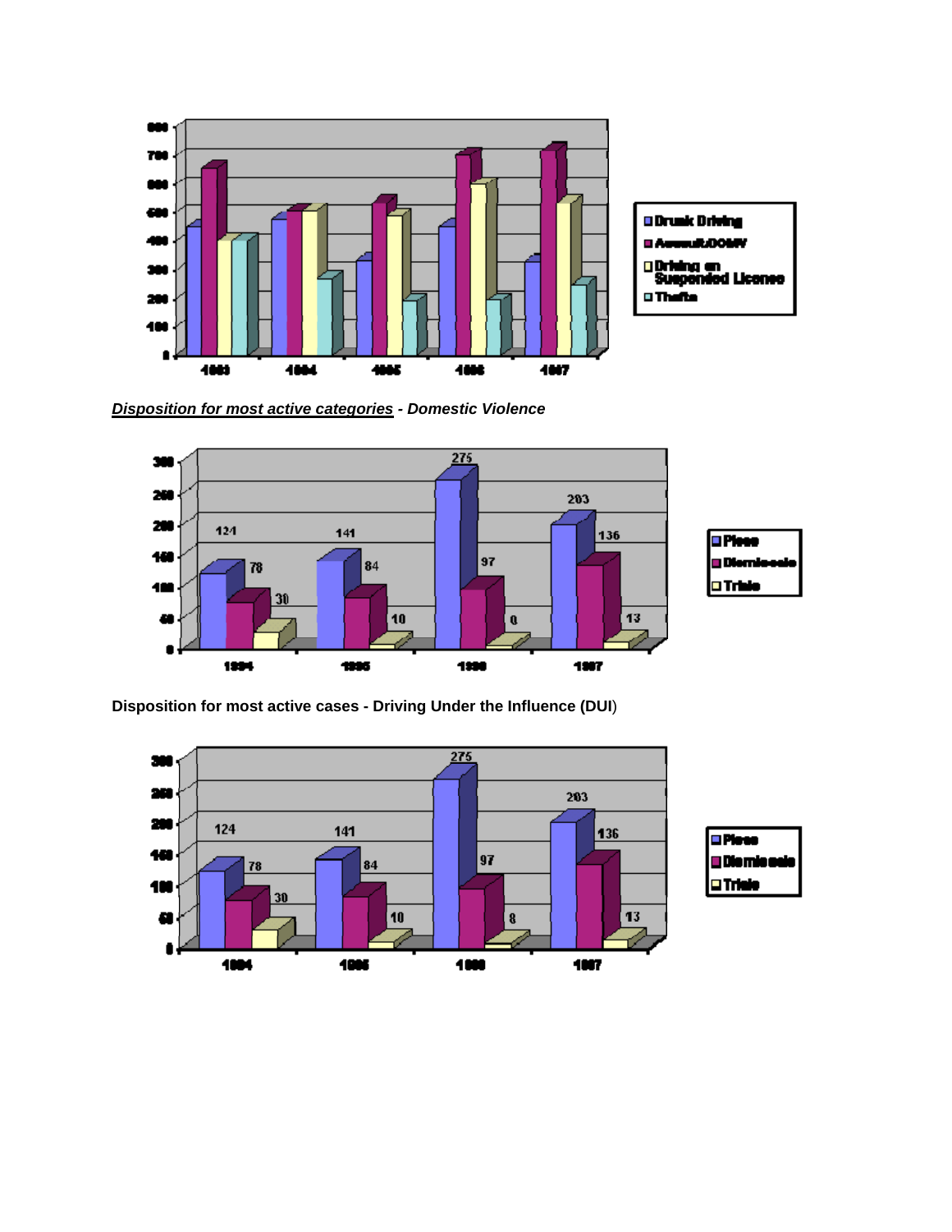*__Disposition for most active categories__* ***- Domestic Violence***

**Disposition for most active cases - Driving Under the Influence (DUI)**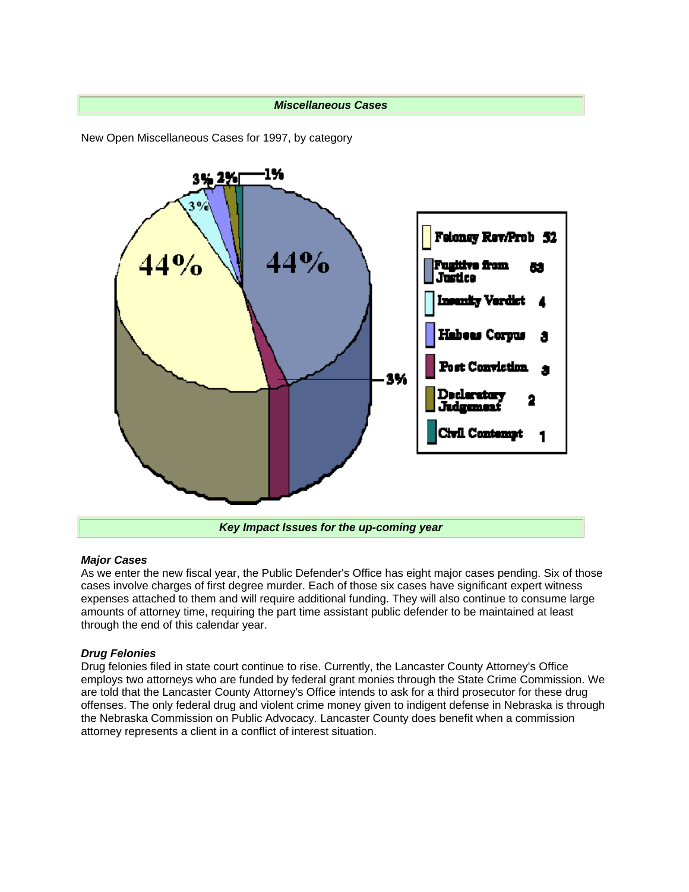## *Miscellaneous Cases*

New Open Miscellaneous Cases for 1997, by category

| Category | Cases | Percent |
|---|---|---|
| Felony Rev/Prob | 52 | 44% |
| Fugitive from Justice | 53 | 44% |
| Insanity Verdict | 4 | 3% |
| Habeas Corpus | 3 | 3% |
| Post Conviction | 3 | 3% |
| Declaratory Judgement | 2 | 2% |
| Civil Contempt | 1 | 1% |

## *Key Impact Issues for the up-coming year*

### *Major Cases*

As we enter the new fiscal year, the Public Defender's Office has eight major cases pending. Six of those cases involve charges of first degree murder. Each of those six cases have significant expert witness expenses attached to them and will require additional funding. They will also continue to consume large amounts of attorney time, requiring the part time assistant public defender to be maintained at least through the end of this calendar year.

### *Drug Felonies*

Drug felonies filed in state court continue to rise. Currently, the Lancaster County Attorney's Office employs two attorneys who are funded by federal grant monies through the State Crime Commission. We are told that the Lancaster County Attorney's Office intends to ask for a third prosecutor for these drug offenses. The only federal drug and violent crime money given to indigent defense in Nebraska is through the Nebraska Commission on Public Advocacy. Lancaster County does benefit when a commission attorney represents a client in a conflict of interest situation.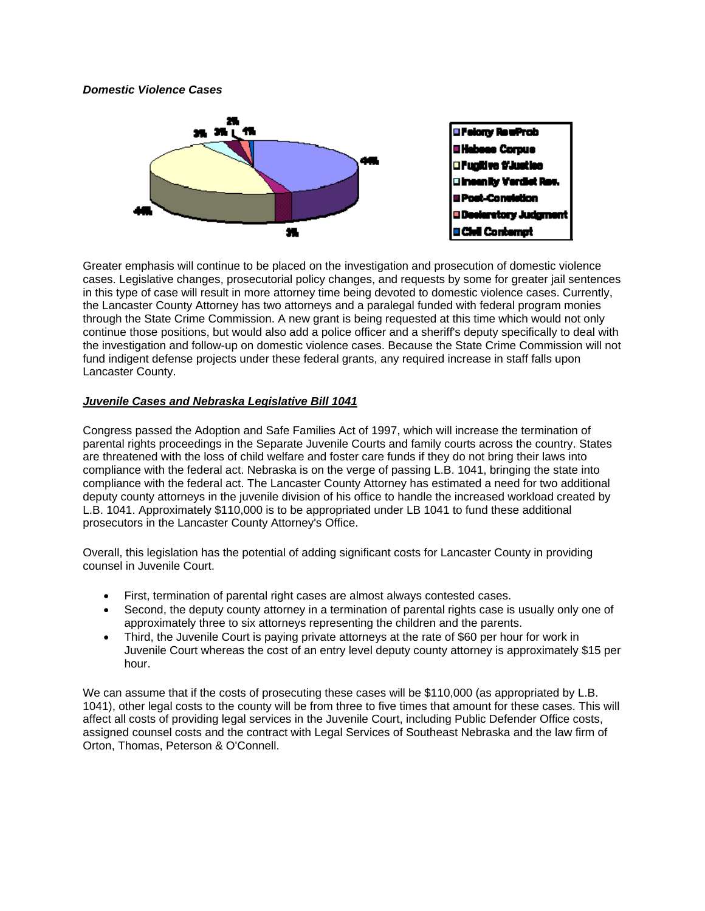*Domestic Violence Cases*

Greater emphasis will continue to be placed on the investigation and prosecution of domestic violence cases. Legislative changes, prosecutorial policy changes, and requests by some for greater jail sentences in this type of case will result in more attorney time being devoted to domestic violence cases. Currently, the Lancaster County Attorney has two attorneys and a paralegal funded with federal program monies through the State Crime Commission. A new grant is being requested at this time which would not only continue those positions, but would also add a police officer and a sheriff's deputy specifically to deal with the investigation and follow-up on domestic violence cases. Because the State Crime Commission will not fund indigent defense projects under these federal grants, any required increase in staff falls upon Lancaster County.

***Juvenile Cases and Nebraska Legislative Bill 1041***

Congress passed the Adoption and Safe Families Act of 1997, which will increase the termination of parental rights proceedings in the Separate Juvenile Courts and family courts across the country. States are threatened with the loss of child welfare and foster care funds if they do not bring their laws into compliance with the federal act. Nebraska is on the verge of passing L.B. 1041, bringing the state into compliance with the federal act. The Lancaster County Attorney has estimated a need for two additional deputy county attorneys in the juvenile division of his office to handle the increased workload created by L.B. 1041. Approximately $110,000 is to be appropriated under LB 1041 to fund these additional prosecutors in the Lancaster County Attorney's Office.

Overall, this legislation has the potential of adding significant costs for Lancaster County in providing counsel in Juvenile Court.

- First, termination of parental right cases are almost always contested cases.
- Second, the deputy county attorney in a termination of parental rights case is usually only one of approximately three to six attorneys representing the children and the parents.
- Third, the Juvenile Court is paying private attorneys at the rate of $60 per hour for work in Juvenile Court whereas the cost of an entry level deputy county attorney is approximately $15 per hour.

We can assume that if the costs of prosecuting these cases will be $110,000 (as appropriated by L.B. 1041), other legal costs to the county will be from three to five times that amount for these cases. This will affect all costs of providing legal services in the Juvenile Court, including Public Defender Office costs, assigned counsel costs and the contract with Legal Services of Southeast Nebraska and the law firm of Orton, Thomas, Peterson & O'Connell.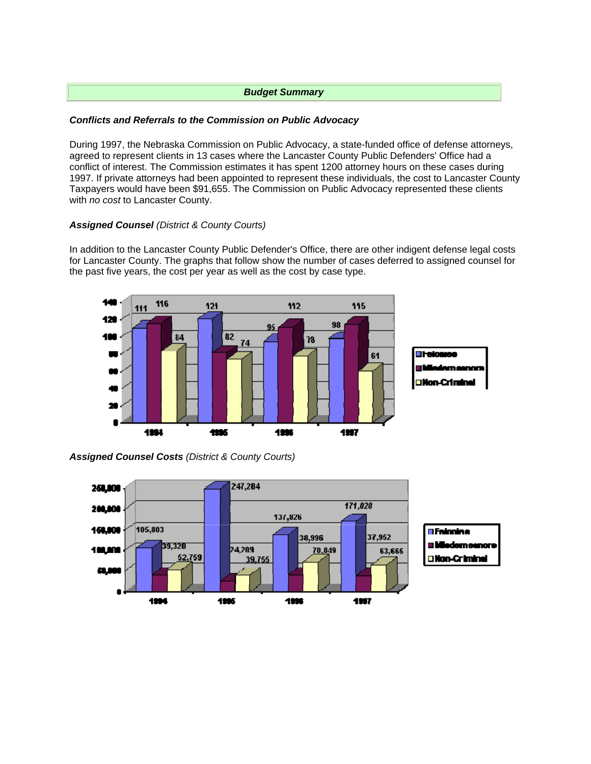## Budget Summary

***Conflicts and Referrals to the Commission on Public Advocacy***

During 1997, the Nebraska Commission on Public Advocacy, a state-funded office of defense attorneys, agreed to represent clients in 13 cases where the Lancaster County Public Defenders' Office had a conflict of interest. The Commission estimates it has spent 1200 attorney hours on these cases during 1997. If private attorneys had been appointed to represent these individuals, the cost to Lancaster County Taxpayers would have been $91,655. The Commission on Public Advocacy represented these clients with *no cost* to Lancaster County.

***Assigned Counsel*** *(District & County Courts)*

In addition to the Lancaster County Public Defender's Office, there are other indigent defense legal costs for Lancaster County. The graphs that follow show the number of cases deferred to assigned counsel for the past five years, the cost per year as well as the cost by case type.

| | 1994 | 1995 | 1996 | 1997 |
|---|---|---|---|---|
| Felonies | 111 | 121 | 95 | 98 |
| Misdemeanors | 116 | 82 | 112 | 115 |
| Non-Criminal | 84 | 74 | 78 | 61 |

***Assigned Counsel Costs*** *(District & County Courts)*

| | 1994 | 1995 | 1996 | 1997 |
|---|---|---|---|---|
| Felonies | 105,803 | 247,284 | 137,826 | 171,028 |
| Misdemeanors | 39,320 | 24,209 | 38,996 | 37,952 |
| Non-Criminal | 52,759 | 39,755 | 70,849 | 63,665 |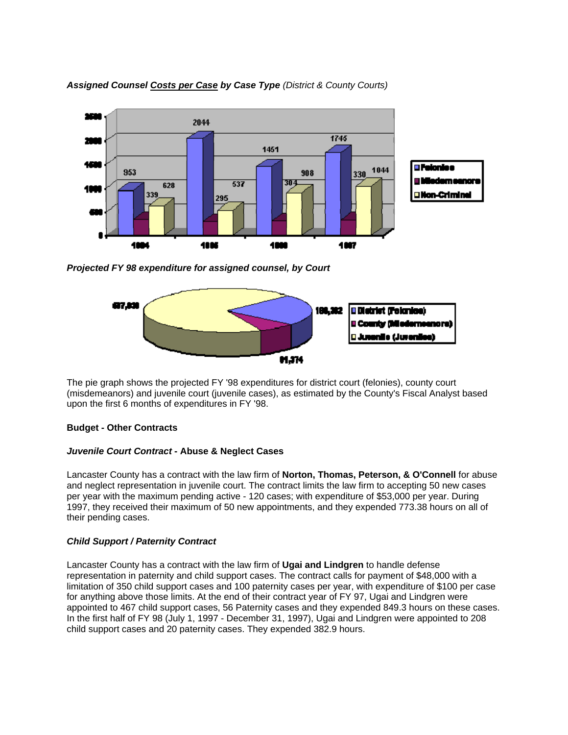***Assigned Counsel Costs per Case by Case Type*** *(District & County Courts)*

| Year | Felonies | Misdemeanors | Non-Criminal |
|---|---|---|---|
| 1994 | 953 | 339 | 628 |
| 1995 | 2044 | 295 | 537 |
| 1996 | 1451 | 304 | 908 |
| 1997 | 1745 | 330 | 1044 |

***Projected FY 98 expenditure for assigned counsel, by Court***

| Court | Projected Expenditure |
|---|---|
| District (Felonies) | 166,382 |
| County (Misdemeanors) | 61,374 |
| Juvenile (Juveniles) | 467,030 |

The pie graph shows the projected FY '98 expenditures for district court (felonies), county court (misdemeanors) and juvenile court (juvenile cases), as estimated by the County's Fiscal Analyst based upon the first 6 months of expenditures in FY '98.

**Budget - Other Contracts**

***Juvenile Court Contract*** **- Abuse & Neglect Cases**

Lancaster County has a contract with the law firm of **Norton, Thomas, Peterson, & O'Connell** for abuse and neglect representation in juvenile court. The contract limits the law firm to accepting 50 new cases per year with the maximum pending active - 120 cases; with expenditure of $53,000 per year. During 1997, they received their maximum of 50 new appointments, and they expended 773.38 hours on all of their pending cases.

***Child Support / Paternity Contract***

Lancaster County has a contract with the law firm of **Ugai and Lindgren** to handle defense representation in paternity and child support cases. The contract calls for payment of $48,000 with a limitation of 350 child support cases and 100 paternity cases per year, with expenditure of $100 per case for anything above those limits. At the end of their contract year of FY 97, Ugai and Lindgren were appointed to 467 child support cases, 56 Paternity cases and they expended 849.3 hours on these cases. In the first half of FY 98 (July 1, 1997 - December 31, 1997), Ugai and Lindgren were appointed to 208 child support cases and 20 paternity cases. They expended 382.9 hours.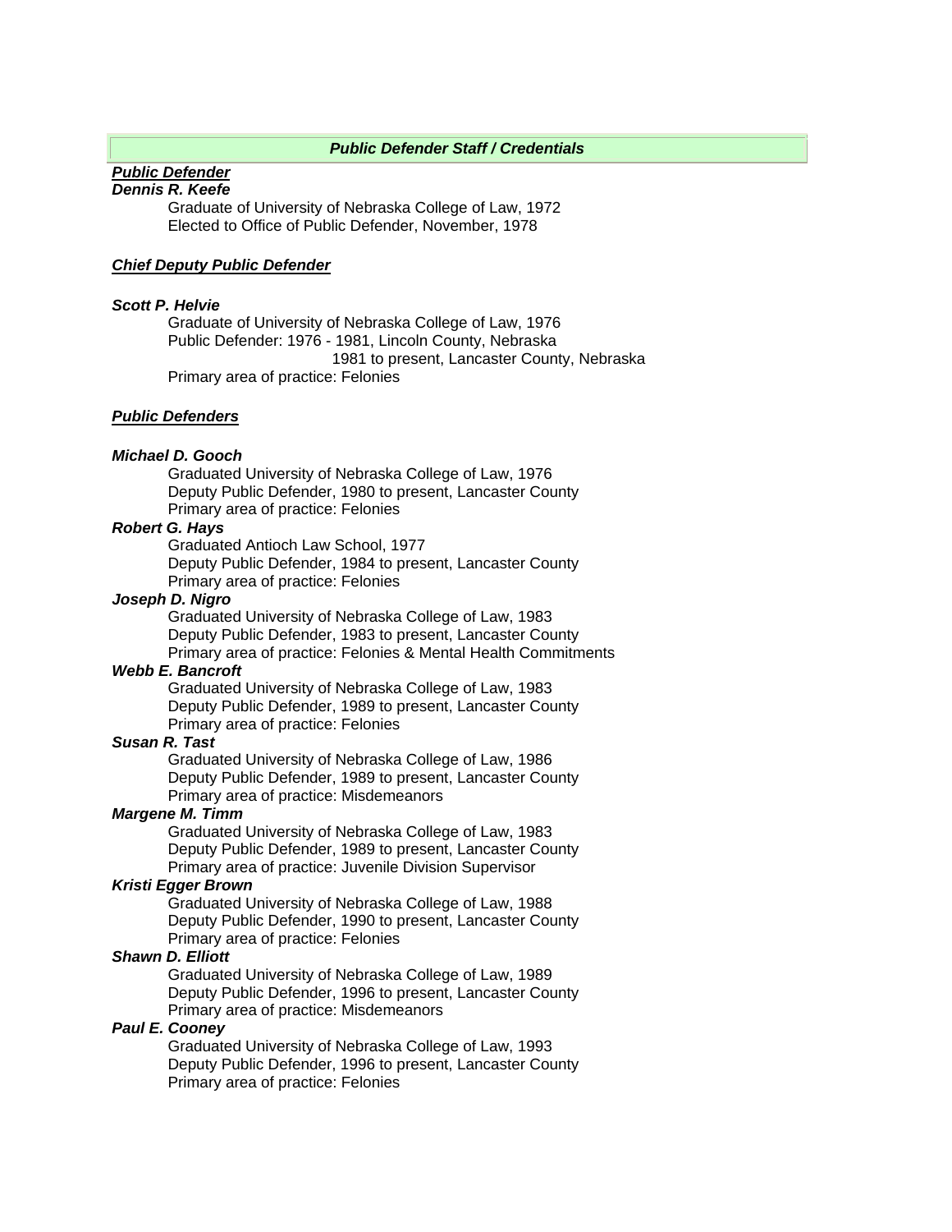## *Public Defender Staff / Credentials*

***Public Defender***

***Dennis R. Keefe***

Graduate of University of Nebraska College of Law, 1972
Elected to Office of Public Defender, November, 1978

***Chief Deputy Public Defender***

***Scott P. Helvie***

Graduate of University of Nebraska College of Law, 1976
Public Defender: 1976 - 1981, Lincoln County, Nebraska
1981 to present, Lancaster County, Nebraska
Primary area of practice: Felonies

***Public Defenders***

***Michael D. Gooch***

Graduated University of Nebraska College of Law, 1976
Deputy Public Defender, 1980 to present, Lancaster County
Primary area of practice: Felonies

***Robert G. Hays***

Graduated Antioch Law School, 1977
Deputy Public Defender, 1984 to present, Lancaster County
Primary area of practice: Felonies

***Joseph D. Nigro***

Graduated University of Nebraska College of Law, 1983
Deputy Public Defender, 1983 to present, Lancaster County
Primary area of practice: Felonies & Mental Health Commitments

***Webb E. Bancroft***

Graduated University of Nebraska College of Law, 1983
Deputy Public Defender, 1989 to present, Lancaster County
Primary area of practice: Felonies

***Susan R. Tast***

Graduated University of Nebraska College of Law, 1986
Deputy Public Defender, 1989 to present, Lancaster County
Primary area of practice: Misdemeanors

***Margene M. Timm***

Graduated University of Nebraska College of Law, 1983
Deputy Public Defender, 1989 to present, Lancaster County
Primary area of practice: Juvenile Division Supervisor

***Kristi Egger Brown***

Graduated University of Nebraska College of Law, 1988
Deputy Public Defender, 1990 to present, Lancaster County
Primary area of practice: Felonies

***Shawn D. Elliott***

Graduated University of Nebraska College of Law, 1989
Deputy Public Defender, 1996 to present, Lancaster County
Primary area of practice: Misdemeanors

***Paul E. Cooney***

Graduated University of Nebraska College of Law, 1993
Deputy Public Defender, 1996 to present, Lancaster County
Primary area of practice: Felonies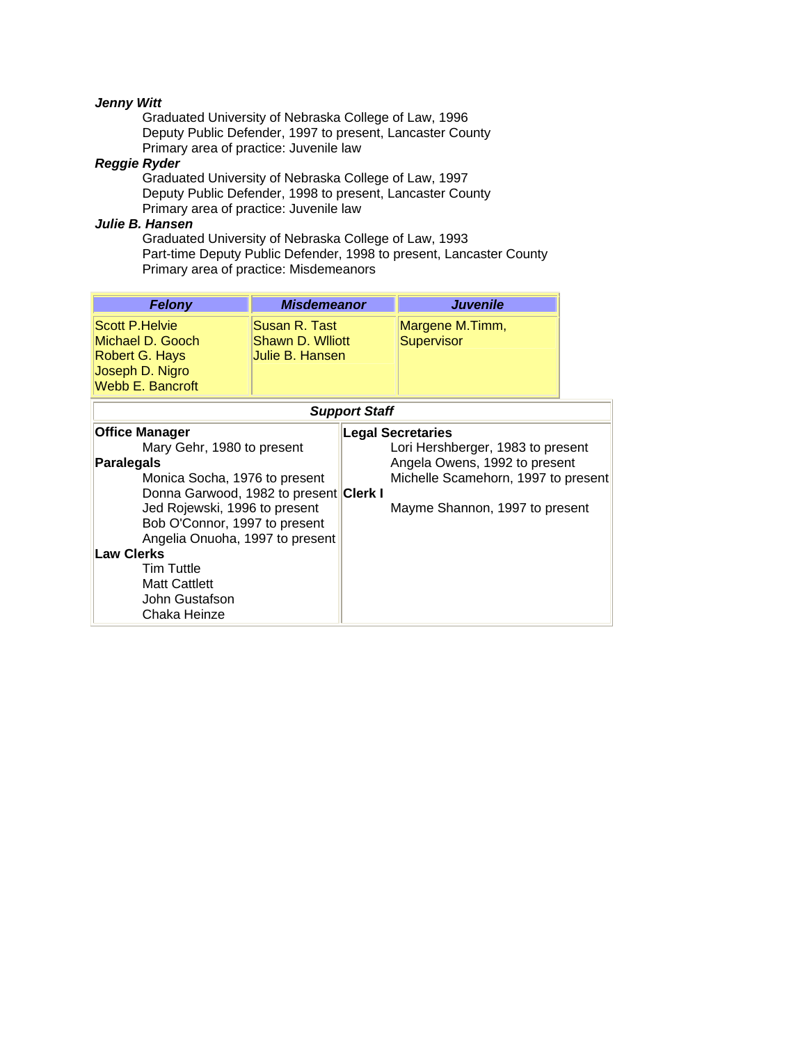***Jenny Witt***

Graduated University of Nebraska College of Law, 1996
Deputy Public Defender, 1997 to present, Lancaster County
Primary area of practice: Juvenile law

***Reggie Ryder***

Graduated University of Nebraska College of Law, 1997
Deputy Public Defender, 1998 to present, Lancaster County
Primary area of practice: Juvenile law

***Julie B. Hansen***

Graduated University of Nebraska College of Law, 1993
Part-time Deputy Public Defender, 1998 to present, Lancaster County
Primary area of practice: Misdemeanors

| ***Felony*** | ***Misdemeanor*** | ***Juvenile*** |
|---|---|---|
| Scott P.Helvie<br>Michael D. Gooch<br>Robert G. Hays<br>Joseph D. Nigro<br>Webb E. Bancroft | Susan R. Tast<br>Shawn D. Wlliott<br>Julie B. Hansen | Margene M.Timm,<br>Supervisor |

***Support Staff***

**Office Manager**

Mary Gehr, 1980 to present

**Paralegals**

Monica Socha, 1976 to present
Donna Garwood, 1982 to present
Jed Rojewski, 1996 to present
Bob O'Connor, 1997 to present
Angelia Onuoha, 1997 to present

**Law Clerks**

Tim Tuttle
Matt Cattlett
John Gustafson
Chaka Heinze

**Legal Secretaries**

Lori Hershberger, 1983 to present
Angela Owens, 1992 to present
Michelle Scamehorn, 1997 to present

**Clerk I**

Mayme Shannon, 1997 to present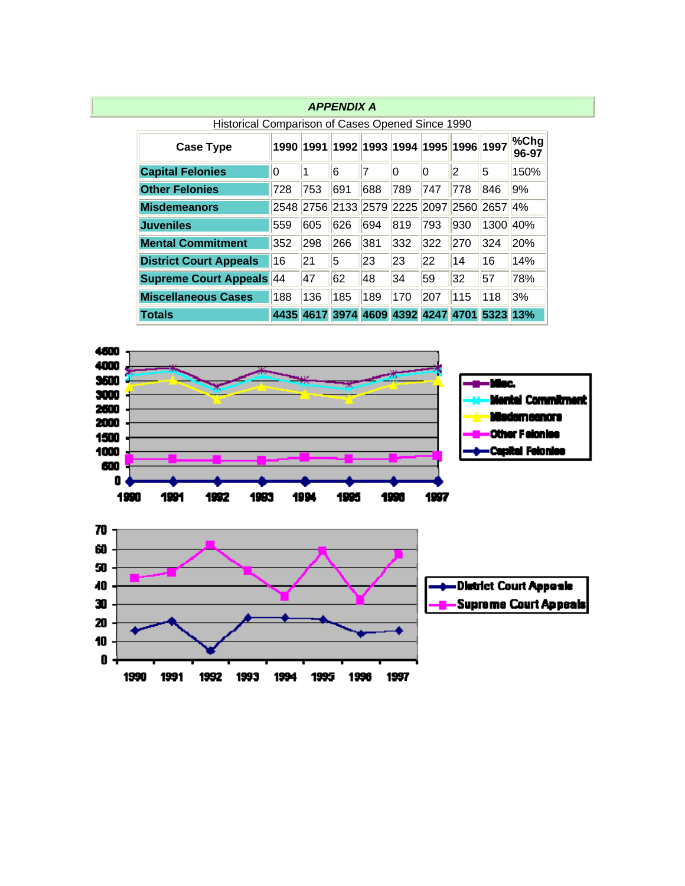## *APPENDIX A*

Historical Comparison of Cases Opened Since 1990

| Case Type | 1990 | 1991 | 1992 | 1993 | 1994 | 1995 | 1996 | 1997 | %Chg 96-97 |
|---|---|---|---|---|---|---|---|---|---|
| **Capital Felonies** | 0 | 1 | 6 | 7 | 0 | 0 | 2 | 5 | 150% |
| **Other Felonies** | 728 | 753 | 691 | 688 | 789 | 747 | 778 | 846 | 9% |
| **Misdemeanors** | 2548 | 2756 | 2133 | 2579 | 2225 | 2097 | 2560 | 2657 | 4% |
| **Juveniles** | 559 | 605 | 626 | 694 | 819 | 793 | 930 | 1300 | 40% |
| **Mental Commitment** | 352 | 298 | 266 | 381 | 332 | 322 | 270 | 324 | 20% |
| **District Court Appeals** | 16 | 21 | 5 | 23 | 23 | 22 | 14 | 16 | 14% |
| **Supreme Court Appeals** | 44 | 47 | 62 | 48 | 34 | 59 | 32 | 57 | 78% |
| **Miscellaneous Cases** | 188 | 136 | 185 | 189 | 170 | 207 | 115 | 118 | 3% |
| **Totals** | **4435** | **4617** | **3974** | **4609** | **4392** | **4247** | **4701** | **5323** | **13%** |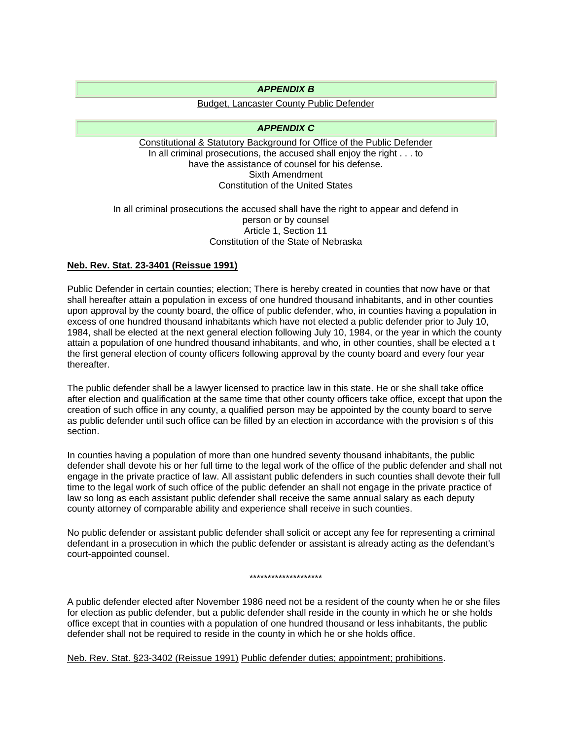## *APPENDIX B*

Budget, Lancaster County Public Defender

## *APPENDIX C*

Constitutional & Statutory Background for Office of the Public Defender

In all criminal prosecutions, the accused shall enjoy the right . . . to
have the assistance of counsel for his defense.
Sixth Amendment
Constitution of the United States

In all criminal prosecutions the accused shall have the right to appear and defend in
person or by counsel
Article 1, Section 11
Constitution of the State of Nebraska

**Neb. Rev. Stat. 23-3401 (Reissue 1991)**

Public Defender in certain counties; election; There is hereby created in counties that now have or that shall hereafter attain a population in excess of one hundred thousand inhabitants, and in other counties upon approval by the county board, the office of public defender, who, in counties having a population in excess of one hundred thousand inhabitants which have not elected a public defender prior to July 10, 1984, shall be elected at the next general election following July 10, 1984, or the year in which the county attain a population of one hundred thousand inhabitants, and who, in other counties, shall be elected a t the first general election of county officers following approval by the county board and every four year thereafter.

The public defender shall be a lawyer licensed to practice law in this state. He or she shall take office after election and qualification at the same time that other county officers take office, except that upon the creation of such office in any county, a qualified person may be appointed by the county board to serve as public defender until such office can be filled by an election in accordance with the provision s of this section.

In counties having a population of more than one hundred seventy thousand inhabitants, the public defender shall devote his or her full time to the legal work of the office of the public defender and shall not engage in the private practice of law. All assistant public defenders in such counties shall devote their full time to the legal work of such office of the public defender an shall not engage in the private practice of law so long as each assistant public defender shall receive the same annual salary as each deputy county attorney of comparable ability and experience shall receive in such counties.

No public defender or assistant public defender shall solicit or accept any fee for representing a criminal defendant in a prosecution in which the public defender or assistant is already acting as the defendant's court-appointed counsel.

********************

A public defender elected after November 1986 need not be a resident of the county when he or she files for election as public defender, but a public defender shall reside in the county in which he or she holds office except that in counties with a population of one hundred thousand or less inhabitants, the public defender shall not be required to reside in the county in which he or she holds office.

Neb. Rev. Stat. §23-3402 (Reissue 1991) Public defender duties; appointment; prohibitions.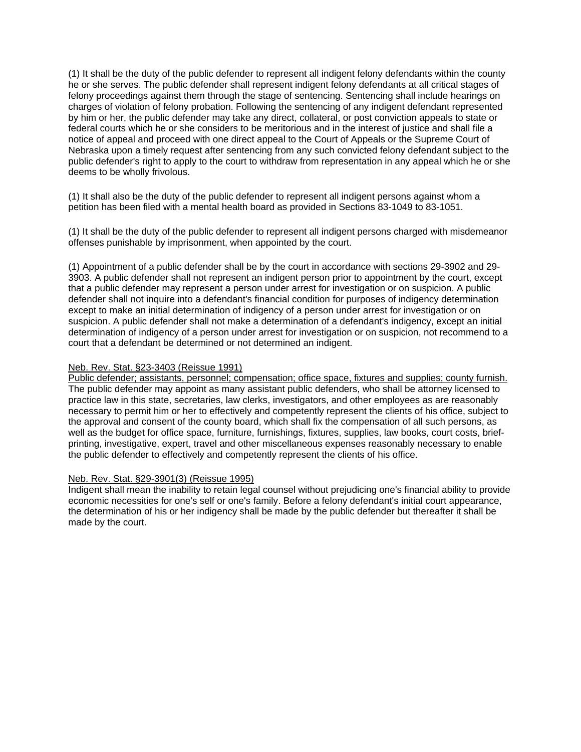(1) It shall be the duty of the public defender to represent all indigent felony defendants within the county he or she serves. The public defender shall represent indigent felony defendants at all critical stages of felony proceedings against them through the stage of sentencing. Sentencing shall include hearings on charges of violation of felony probation. Following the sentencing of any indigent defendant represented by him or her, the public defender may take any direct, collateral, or post conviction appeals to state or federal courts which he or she considers to be meritorious and in the interest of justice and shall file a notice of appeal and proceed with one direct appeal to the Court of Appeals or the Supreme Court of Nebraska upon a timely request after sentencing from any such convicted felony defendant subject to the public defender's right to apply to the court to withdraw from representation in any appeal which he or she deems to be wholly frivolous.

(1) It shall also be the duty of the public defender to represent all indigent persons against whom a petition has been filed with a mental health board as provided in Sections 83-1049 to 83-1051.

(1) It shall be the duty of the public defender to represent all indigent persons charged with misdemeanor offenses punishable by imprisonment, when appointed by the court.

(1) Appointment of a public defender shall be by the court in accordance with sections 29-3902 and 29-3903. A public defender shall not represent an indigent person prior to appointment by the court, except that a public defender may represent a person under arrest for investigation or on suspicion. A public defender shall not inquire into a defendant's financial condition for purposes of indigency determination except to make an initial determination of indigency of a person under arrest for investigation or on suspicion. A public defender shall not make a determination of a defendant's indigency, except an initial determination of indigency of a person under arrest for investigation or on suspicion, not recommend to a court that a defendant be determined or not determined an indigent.

<u>Neb. Rev. Stat. §23-3403 (Reissue 1991)</u>
<u>Public defender; assistants, personnel; compensation; office space, fixtures and supplies; county furnish.</u>
The public defender may appoint as many assistant public defenders, who shall be attorney licensed to practice law in this state, secretaries, law clerks, investigators, and other employees as are reasonably necessary to permit him or her to effectively and competently represent the clients of his office, subject to the approval and consent of the county board, which shall fix the compensation of all such persons, as well as the budget for office space, furniture, furnishings, fixtures, supplies, law books, court costs, brief-printing, investigative, expert, travel and other miscellaneous expenses reasonably necessary to enable the public defender to effectively and competently represent the clients of his office.

<u>Neb. Rev. Stat. §29-3901(3) (Reissue 1995)</u>
Indigent shall mean the inability to retain legal counsel without prejudicing one's financial ability to provide economic necessities for one's self or one's family. Before a felony defendant's initial court appearance, the determination of his or her indigency shall be made by the public defender but thereafter it shall be made by the court.